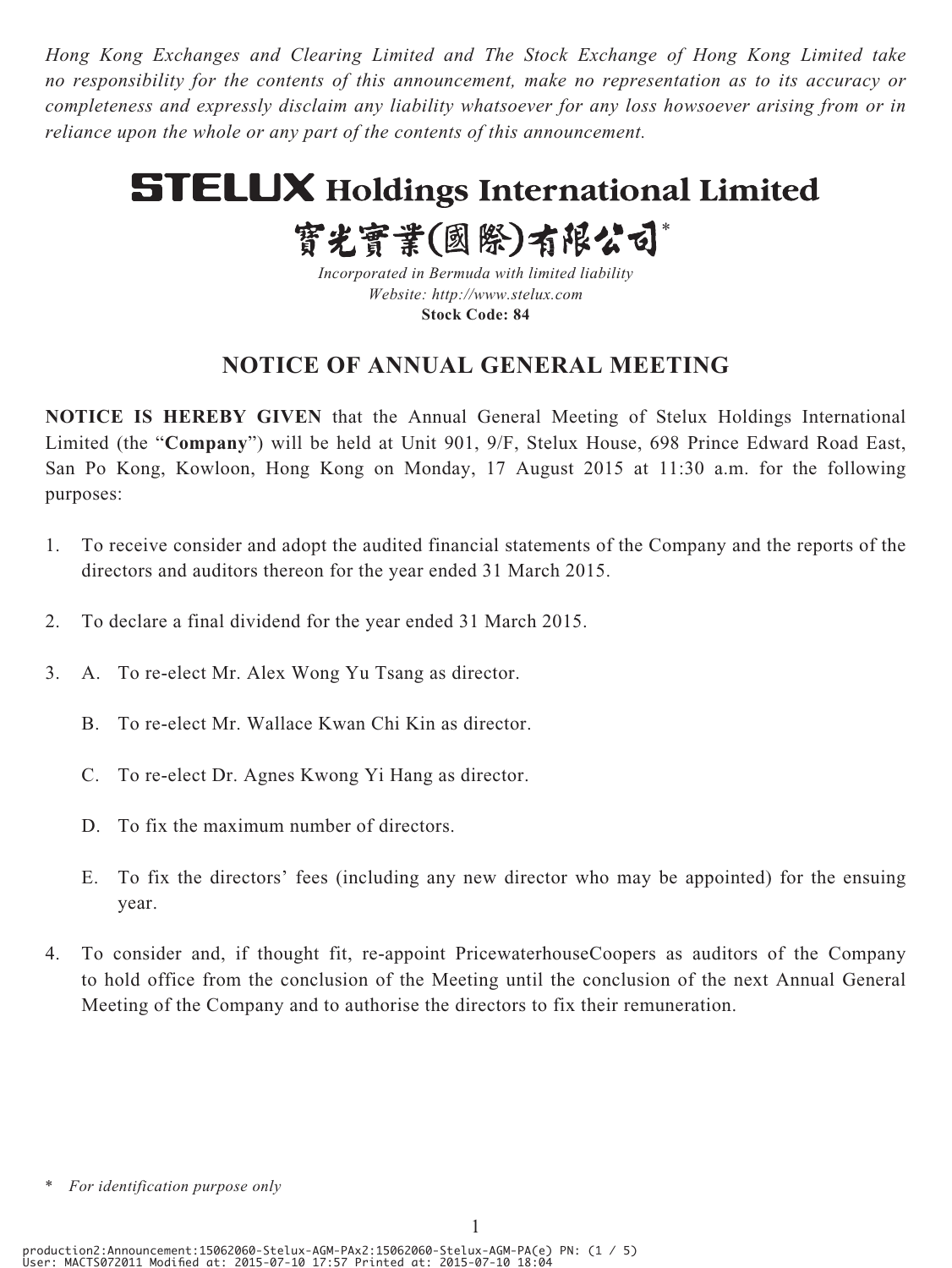*Hong Kong Exchanges and Clearing Limited and The Stock Exchange of Hong Kong Limited take no responsibility for the contents of this announcement, make no representation as to its accuracy or completeness and expressly disclaim any liability whatsoever for any loss howsoever arising from or in reliance upon the whole or any part of the contents of this announcement.*

# STELUX Holdings International Limited

# 寶光實業(國際)有限公司*

*Incorporated in Bermuda with limited liability*
*Website: http://www.stelux.com*
**Stock Code: 84**

## NOTICE OF ANNUAL GENERAL MEETING

**NOTICE IS HEREBY GIVEN** that the Annual General Meeting of Stelux Holdings International Limited (the "**Company**") will be held at Unit 901, 9/F, Stelux House, 698 Prince Edward Road East, San Po Kong, Kowloon, Hong Kong on Monday, 17 August 2015 at 11:30 a.m. for the following purposes:

1. To receive consider and adopt the audited financial statements of the Company and the reports of the directors and auditors thereon for the year ended 31 March 2015.

2. To declare a final dividend for the year ended 31 March 2015.

3. A. To re-elect Mr. Alex Wong Yu Tsang as director.

   B. To re-elect Mr. Wallace Kwan Chi Kin as director.

   C. To re-elect Dr. Agnes Kwong Yi Hang as director.

   D. To fix the maximum number of directors.

   E. To fix the directors' fees (including any new director who may be appointed) for the ensuing year.

4. To consider and, if thought fit, re-appoint PricewaterhouseCoopers as auditors of the Company to hold office from the conclusion of the Meeting until the conclusion of the next Annual General Meeting of the Company and to authorise the directors to fix their remuneration.

\* *For identification purpose only*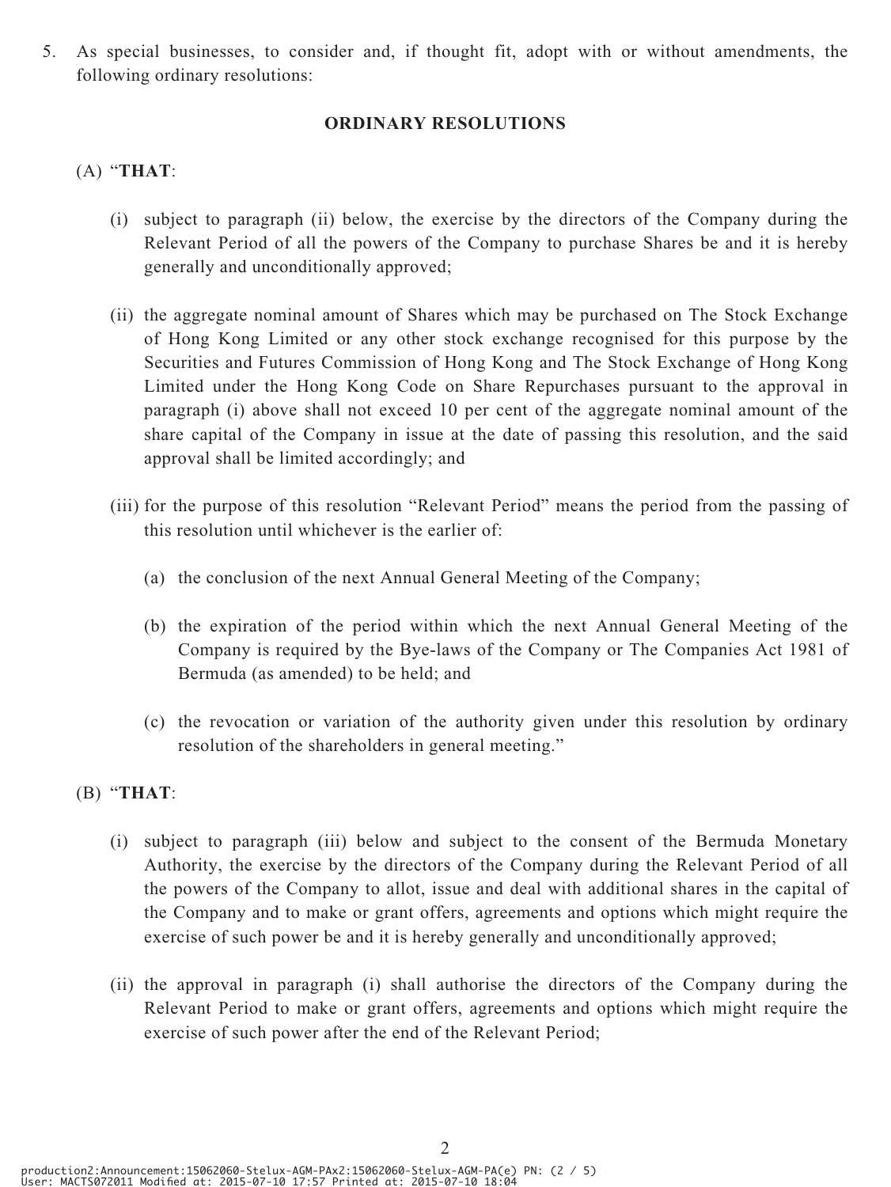5. As special businesses, to consider and, if thought fit, adopt with or without amendments, the following ordinary resolutions:

**ORDINARY RESOLUTIONS**

(A) "**THAT**:

(i) subject to paragraph (ii) below, the exercise by the directors of the Company during the Relevant Period of all the powers of the Company to purchase Shares be and it is hereby generally and unconditionally approved;

(ii) the aggregate nominal amount of Shares which may be purchased on The Stock Exchange of Hong Kong Limited or any other stock exchange recognised for this purpose by the Securities and Futures Commission of Hong Kong and The Stock Exchange of Hong Kong Limited under the Hong Kong Code on Share Repurchases pursuant to the approval in paragraph (i) above shall not exceed 10 per cent of the aggregate nominal amount of the share capital of the Company in issue at the date of passing this resolution, and the said approval shall be limited accordingly; and

(iii) for the purpose of this resolution "Relevant Period" means the period from the passing of this resolution until whichever is the earlier of:

(a) the conclusion of the next Annual General Meeting of the Company;

(b) the expiration of the period within which the next Annual General Meeting of the Company is required by the Bye-laws of the Company or The Companies Act 1981 of Bermuda (as amended) to be held; and

(c) the revocation or variation of the authority given under this resolution by ordinary resolution of the shareholders in general meeting."

(B) "**THAT**:

(i) subject to paragraph (iii) below and subject to the consent of the Bermuda Monetary Authority, the exercise by the directors of the Company during the Relevant Period of all the powers of the Company to allot, issue and deal with additional shares in the capital of the Company and to make or grant offers, agreements and options which might require the exercise of such power be and it is hereby generally and unconditionally approved;

(ii) the approval in paragraph (i) shall authorise the directors of the Company during the Relevant Period to make or grant offers, agreements and options which might require the exercise of such power after the end of the Relevant Period;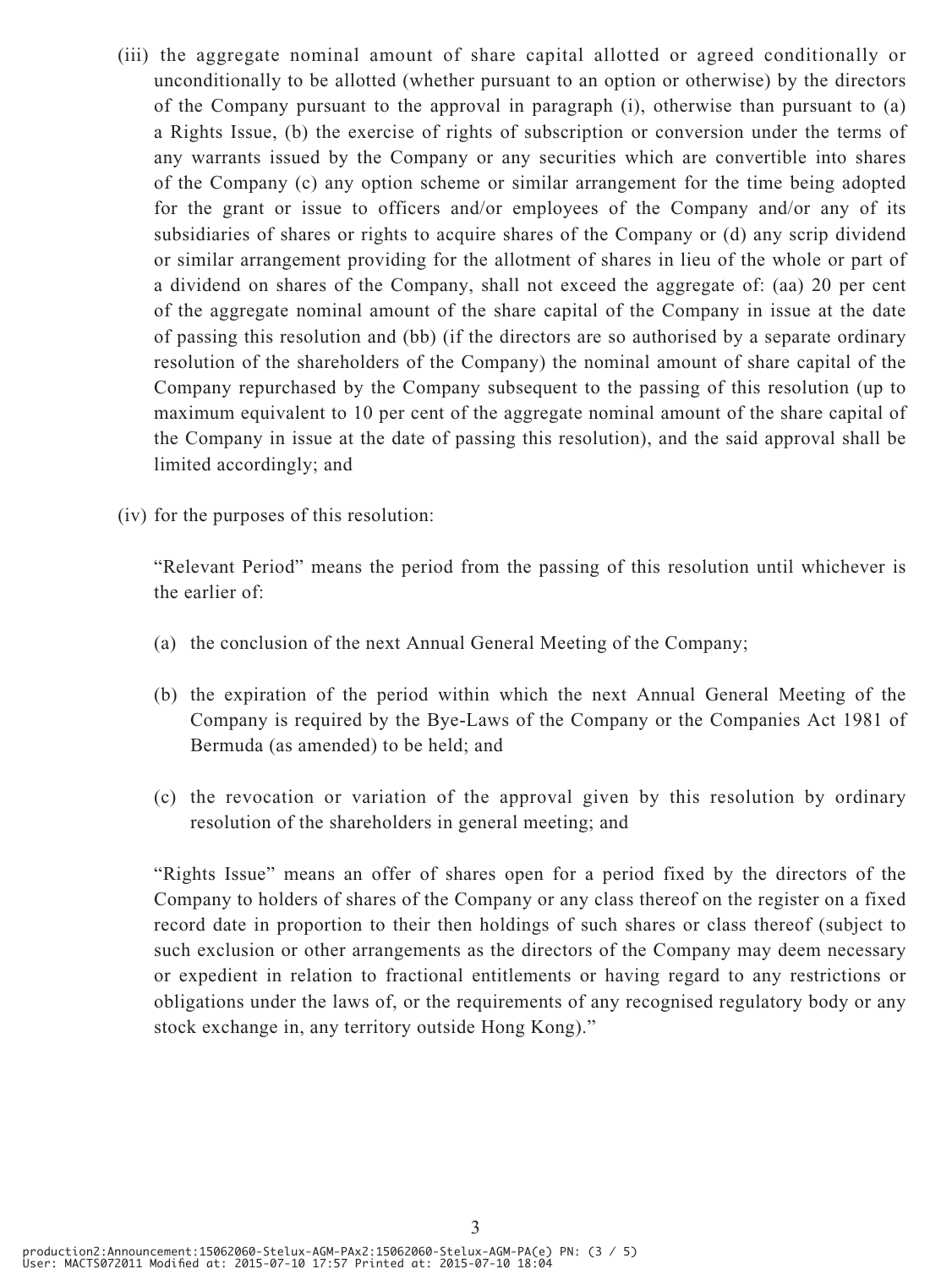(iii) the aggregate nominal amount of share capital allotted or agreed conditionally or unconditionally to be allotted (whether pursuant to an option or otherwise) by the directors of the Company pursuant to the approval in paragraph (i), otherwise than pursuant to (a) a Rights Issue, (b) the exercise of rights of subscription or conversion under the terms of any warrants issued by the Company or any securities which are convertible into shares of the Company (c) any option scheme or similar arrangement for the time being adopted for the grant or issue to officers and/or employees of the Company and/or any of its subsidiaries of shares or rights to acquire shares of the Company or (d) any scrip dividend or similar arrangement providing for the allotment of shares in lieu of the whole or part of a dividend on shares of the Company, shall not exceed the aggregate of: (aa) 20 per cent of the aggregate nominal amount of the share capital of the Company in issue at the date of passing this resolution and (bb) (if the directors are so authorised by a separate ordinary resolution of the shareholders of the Company) the nominal amount of share capital of the Company repurchased by the Company subsequent to the passing of this resolution (up to maximum equivalent to 10 per cent of the aggregate nominal amount of the share capital of the Company in issue at the date of passing this resolution), and the said approval shall be limited accordingly; and

(iv) for the purposes of this resolution:

"Relevant Period" means the period from the passing of this resolution until whichever is the earlier of:

(a) the conclusion of the next Annual General Meeting of the Company;

(b) the expiration of the period within which the next Annual General Meeting of the Company is required by the Bye-Laws of the Company or the Companies Act 1981 of Bermuda (as amended) to be held; and

(c) the revocation or variation of the approval given by this resolution by ordinary resolution of the shareholders in general meeting; and

"Rights Issue" means an offer of shares open for a period fixed by the directors of the Company to holders of shares of the Company or any class thereof on the register on a fixed record date in proportion to their then holdings of such shares or class thereof (subject to such exclusion or other arrangements as the directors of the Company may deem necessary or expedient in relation to fractional entitlements or having regard to any restrictions or obligations under the laws of, or the requirements of any recognised regulatory body or any stock exchange in, any territory outside Hong Kong)."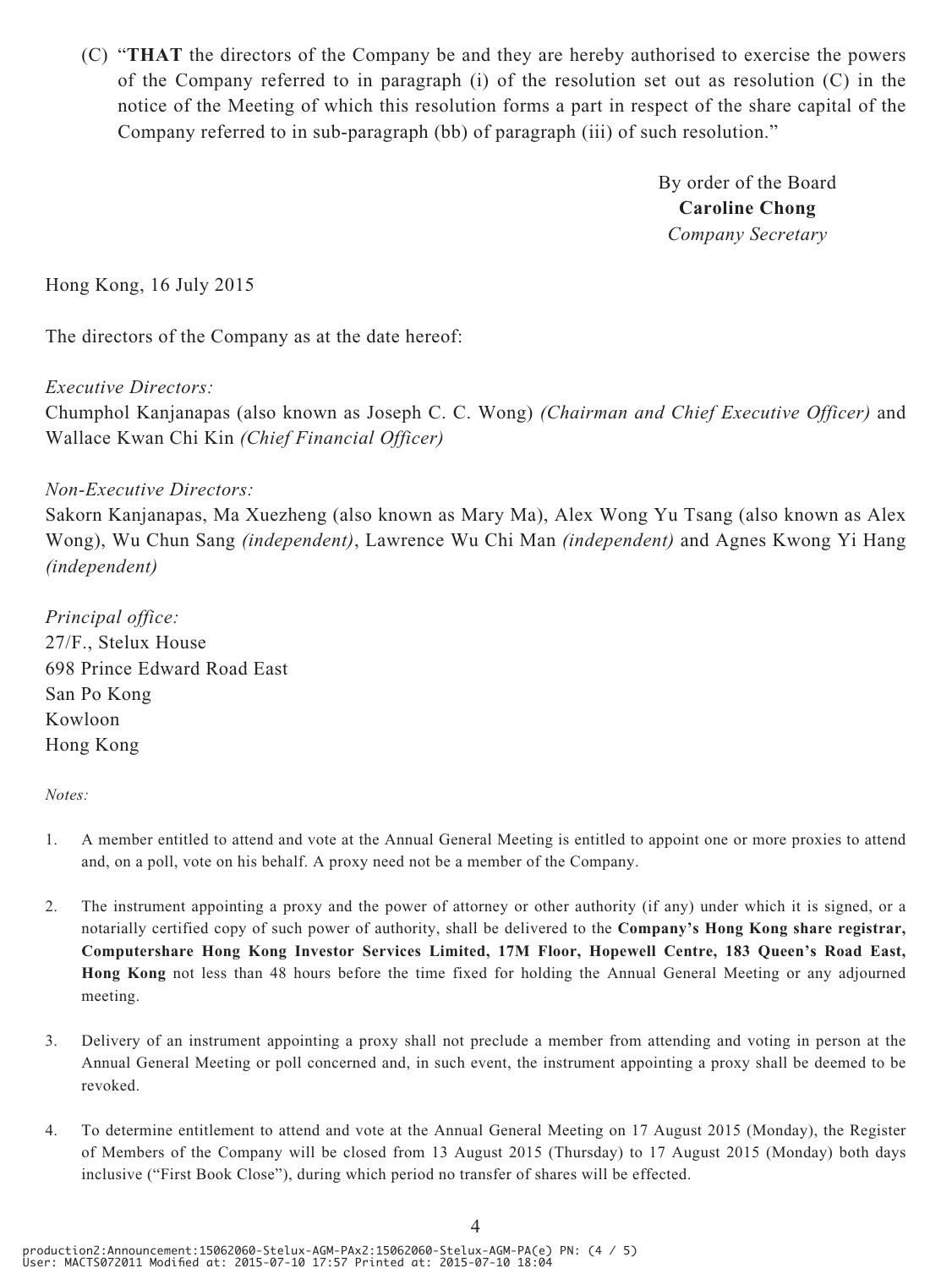(C) "**THAT** the directors of the Company be and they are hereby authorised to exercise the powers of the Company referred to in paragraph (i) of the resolution set out as resolution (C) in the notice of the Meeting of which this resolution forms a part in respect of the share capital of the Company referred to in sub-paragraph (bb) of paragraph (iii) of such resolution."

By order of the Board
**Caroline Chong**
*Company Secretary*

Hong Kong, 16 July 2015

The directors of the Company as at the date hereof:

*Executive Directors:*
Chumphol Kanjanapas (also known as Joseph C. C. Wong) *(Chairman and Chief Executive Officer)* and Wallace Kwan Chi Kin *(Chief Financial Officer)*

*Non-Executive Directors:*
Sakorn Kanjanapas, Ma Xuezheng (also known as Mary Ma), Alex Wong Yu Tsang (also known as Alex Wong), Wu Chun Sang *(independent)*, Lawrence Wu Chi Man *(independent)* and Agnes Kwong Yi Hang *(independent)*

*Principal office:*
27/F., Stelux House
698 Prince Edward Road East
San Po Kong
Kowloon
Hong Kong

*Notes:*

1. A member entitled to attend and vote at the Annual General Meeting is entitled to appoint one or more proxies to attend and, on a poll, vote on his behalf. A proxy need not be a member of the Company.

2. The instrument appointing a proxy and the power of attorney or other authority (if any) under which it is signed, or a notarially certified copy of such power of authority, shall be delivered to the **Company's Hong Kong share registrar, Computershare Hong Kong Investor Services Limited, 17M Floor, Hopewell Centre, 183 Queen's Road East, Hong Kong** not less than 48 hours before the time fixed for holding the Annual General Meeting or any adjourned meeting.

3. Delivery of an instrument appointing a proxy shall not preclude a member from attending and voting in person at the Annual General Meeting or poll concerned and, in such event, the instrument appointing a proxy shall be deemed to be revoked.

4. To determine entitlement to attend and vote at the Annual General Meeting on 17 August 2015 (Monday), the Register of Members of the Company will be closed from 13 August 2015 (Thursday) to 17 August 2015 (Monday) both days inclusive ("First Book Close"), during which period no transfer of shares will be effected.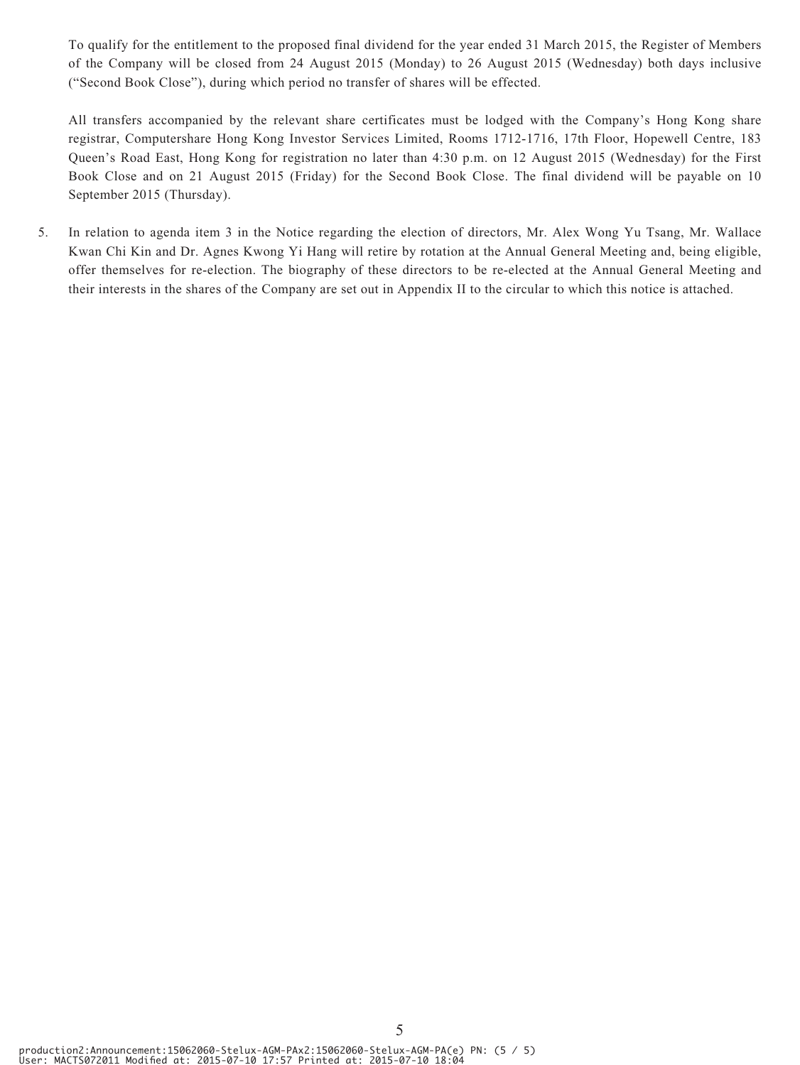To qualify for the entitlement to the proposed final dividend for the year ended 31 March 2015, the Register of Members of the Company will be closed from 24 August 2015 (Monday) to 26 August 2015 (Wednesday) both days inclusive ("Second Book Close"), during which period no transfer of shares will be effected.

All transfers accompanied by the relevant share certificates must be lodged with the Company's Hong Kong share registrar, Computershare Hong Kong Investor Services Limited, Rooms 1712-1716, 17th Floor, Hopewell Centre, 183 Queen's Road East, Hong Kong for registration no later than 4:30 p.m. on 12 August 2015 (Wednesday) for the First Book Close and on 21 August 2015 (Friday) for the Second Book Close. The final dividend will be payable on 10 September 2015 (Thursday).

5. In relation to agenda item 3 in the Notice regarding the election of directors, Mr. Alex Wong Yu Tsang, Mr. Wallace Kwan Chi Kin and Dr. Agnes Kwong Yi Hang will retire by rotation at the Annual General Meeting and, being eligible, offer themselves for re-election. The biography of these directors to be re-elected at the Annual General Meeting and their interests in the shares of the Company are set out in Appendix II to the circular to which this notice is attached.